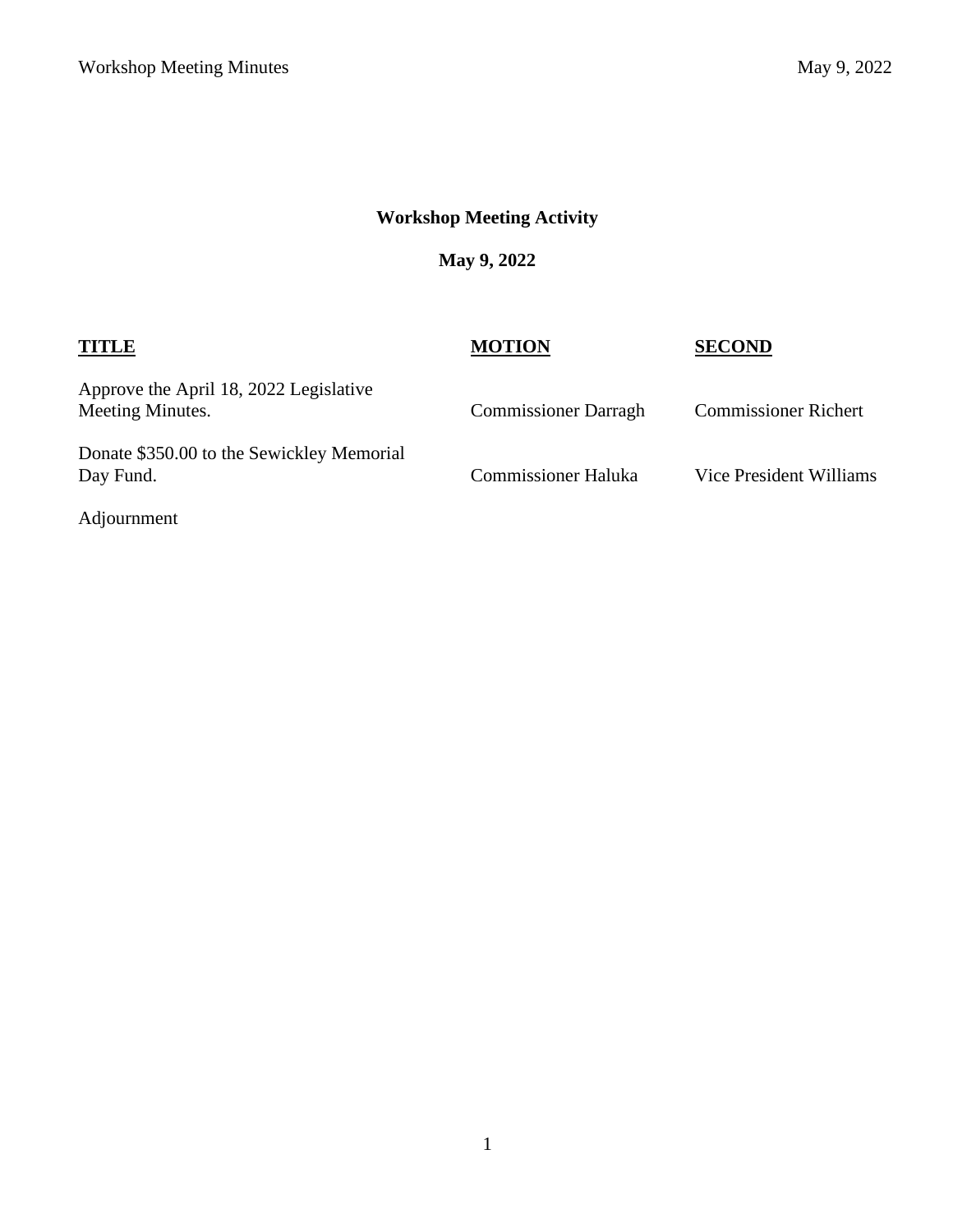## Workshop Meeting Activity

### May 9, 2022

| TITLE | MOTION | SECOND |
| --- | --- | --- |
| Approve the April 18, 2022 Legislative Meeting Minutes. | Commissioner Darragh | Commissioner Richert |
| Donate $350.00 to the Sewickley Memorial Day Fund. | Commissioner Haluka | Vice President Williams |
| Adjournment | | |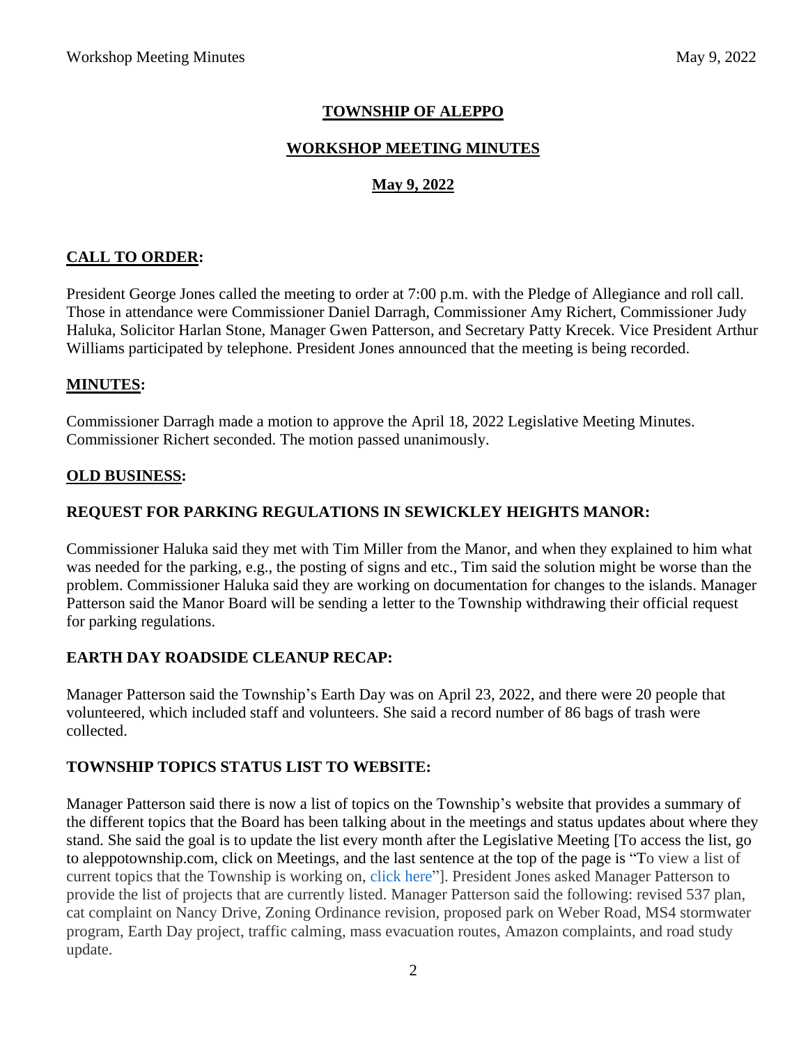# TOWNSHIP OF ALEPPO

## WORKSHOP MEETING MINUTES

## May 9, 2022

### CALL TO ORDER:

President George Jones called the meeting to order at 7:00 p.m. with the Pledge of Allegiance and roll call. Those in attendance were Commissioner Daniel Darragh, Commissioner Amy Richert, Commissioner Judy Haluka, Solicitor Harlan Stone, Manager Gwen Patterson, and Secretary Patty Krecek. Vice President Arthur Williams participated by telephone. President Jones announced that the meeting is being recorded.

### MINUTES:

Commissioner Darragh made a motion to approve the April 18, 2022 Legislative Meeting Minutes. Commissioner Richert seconded. The motion passed unanimously.

### OLD BUSINESS:

### REQUEST FOR PARKING REGULATIONS IN SEWICKLEY HEIGHTS MANOR:

Commissioner Haluka said they met with Tim Miller from the Manor, and when they explained to him what was needed for the parking, e.g., the posting of signs and etc., Tim said the solution might be worse than the problem. Commissioner Haluka said they are working on documentation for changes to the islands. Manager Patterson said the Manor Board will be sending a letter to the Township withdrawing their official request for parking regulations.

### EARTH DAY ROADSIDE CLEANUP RECAP:

Manager Patterson said the Township's Earth Day was on April 23, 2022, and there were 20 people that volunteered, which included staff and volunteers. She said a record number of 86 bags of trash were collected.

### TOWNSHIP TOPICS STATUS LIST TO WEBSITE:

Manager Patterson said there is now a list of topics on the Township's website that provides a summary of the different topics that the Board has been talking about in the meetings and status updates about where they stand. She said the goal is to update the list every month after the Legislative Meeting [To access the list, go to aleppotownship.com, click on Meetings, and the last sentence at the top of the page is "To view a list of current topics that the Township is working on, click here"]. President Jones asked Manager Patterson to provide the list of projects that are currently listed. Manager Patterson said the following: revised 537 plan, cat complaint on Nancy Drive, Zoning Ordinance revision, proposed park on Weber Road, MS4 stormwater program, Earth Day project, traffic calming, mass evacuation routes, Amazon complaints, and road study update.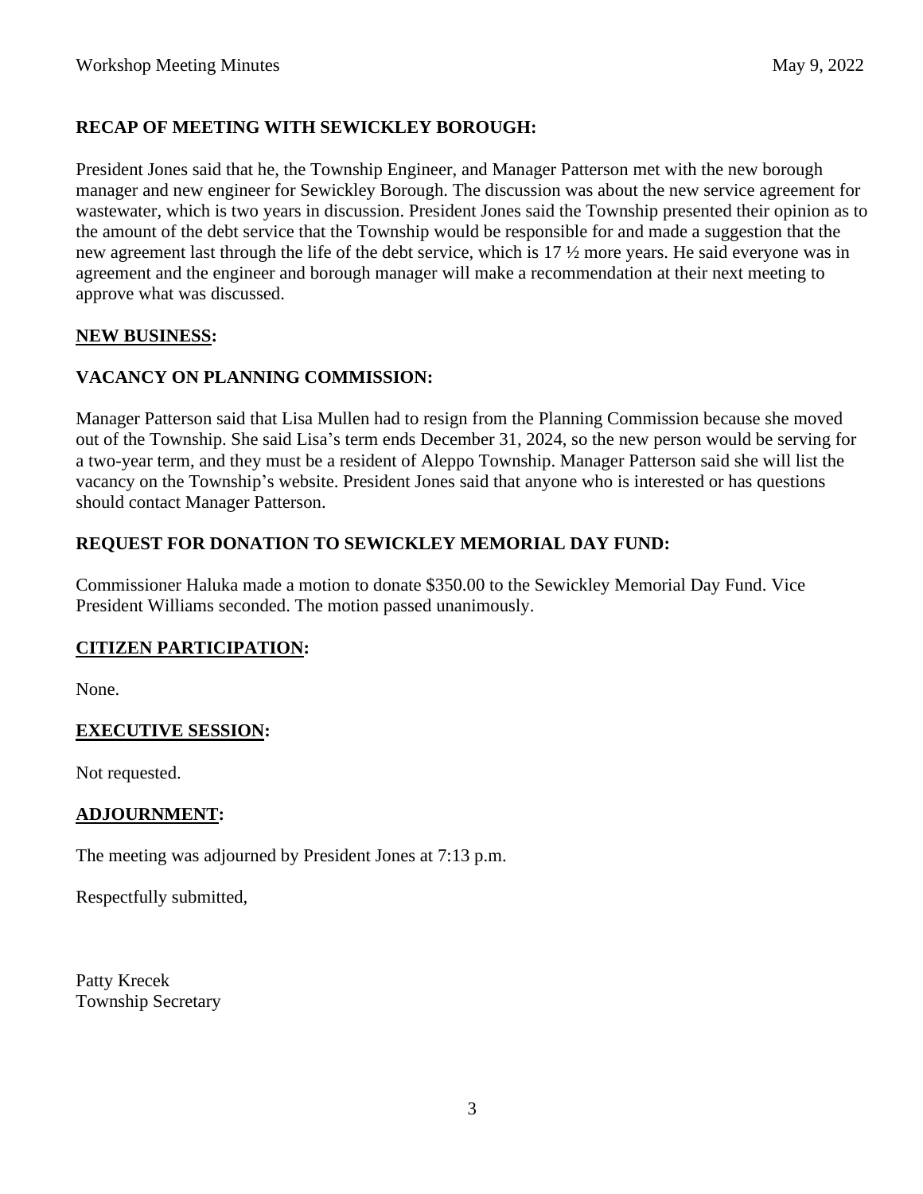**RECAP OF MEETING WITH SEWICKLEY BOROUGH:**

President Jones said that he, the Township Engineer, and Manager Patterson met with the new borough manager and new engineer for Sewickley Borough. The discussion was about the new service agreement for wastewater, which is two years in discussion. President Jones said the Township presented their opinion as to the amount of the debt service that the Township would be responsible for and made a suggestion that the new agreement last through the life of the debt service, which is 17 ½ more years. He said everyone was in agreement and the engineer and borough manager will make a recommendation at their next meeting to approve what was discussed.

**NEW BUSINESS:**

**VACANCY ON PLANNING COMMISSION:**

Manager Patterson said that Lisa Mullen had to resign from the Planning Commission because she moved out of the Township. She said Lisa's term ends December 31, 2024, so the new person would be serving for a two-year term, and they must be a resident of Aleppo Township. Manager Patterson said she will list the vacancy on the Township's website. President Jones said that anyone who is interested or has questions should contact Manager Patterson.

**REQUEST FOR DONATION TO SEWICKLEY MEMORIAL DAY FUND:**

Commissioner Haluka made a motion to donate $350.00 to the Sewickley Memorial Day Fund. Vice President Williams seconded. The motion passed unanimously.

**CITIZEN PARTICIPATION:**

None.

**EXECUTIVE SESSION:**

Not requested.

**ADJOURNMENT:**

The meeting was adjourned by President Jones at 7:13 p.m.

Respectfully submitted,

Patty Krecek
Township Secretary